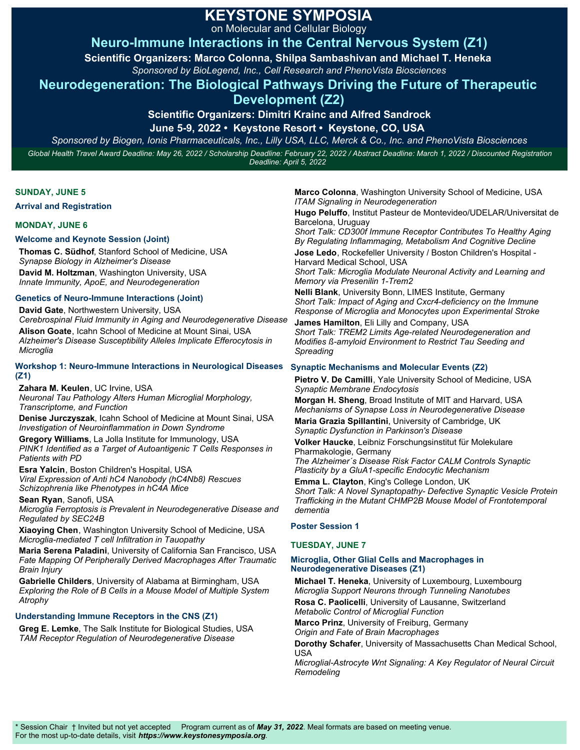# KEYSTONE SYMPOSIA

on Molecular and Cellular Biology

## Neuro-Immune Interactions in the Central Nervous System (Z1)

**Scientific Organizers: Marco Colonna, Shilpa Sambashivan and Michael T. Heneka**

*Sponsored by BioLegend, Inc., Cell Research and PhenoVista Biosciences*

## Neurodegeneration: The Biological Pathways Driving the Future of Therapeutic Development (Z2)

**Scientific Organizers: Dimitri Krainc and Alfred Sandrock**

**June 5-9, 2022 • Keystone Resort • Keystone, CO, USA**

*Sponsored by Biogen, Ionis Pharmaceuticals, Inc., Lilly USA, LLC, Merck & Co., Inc. and PhenoVista Biosciences*

*Global Health Travel Award Deadline: May 26, 2022 / Scholarship Deadline: February 22, 2022 / Abstract Deadline: March 1, 2022 / Discounted Registration Deadline: April 5, 2022*

### SUNDAY, JUNE 5

**Arrival and Registration**

### MONDAY, JUNE 6

**Welcome and Keynote Session (Joint)**

**Thomas C. Südhof**, Stanford School of Medicine, USA
*Synapse Biology in Alzheimer's Disease*

**David M. Holtzman**, Washington University, USA
*Innate Immunity, ApoE, and Neurodegeneration*

**Genetics of Neuro-Immune Interactions (Joint)**

**David Gate**, Northwestern University, USA
*Cerebrospinal Fluid Immunity in Aging and Neurodegenerative Disease*

**Alison Goate**, Icahn School of Medicine at Mount Sinai, USA
*Alzheimer's Disease Susceptibility Alleles Implicate Efferocytosis in Microglia*

**Workshop 1: Neuro-Immune Interactions in Neurological Diseases (Z1)**

**Zahara M. Keulen**, UC Irvine, USA
*Neuronal Tau Pathology Alters Human Microglial Morphology, Transcriptome, and Function*

**Denise Jurczyszak**, Icahn School of Medicine at Mount Sinai, USA
*Investigation of Neuroinflammation in Down Syndrome*

**Gregory Williams**, La Jolla Institute for Immunology, USA
*PINK1 Identified as a Target of Autoantigenic T Cells Responses in Patients with PD*

**Esra Yalcin**, Boston Children's Hospital, USA
*Viral Expression of Anti hC4 Nanobody (hC4Nb8) Rescues Schizophrenia like Phenotypes in hC4A Mice*

**Sean Ryan**, Sanofi, USA
*Microglia Ferroptosis is Prevalent in Neurodegenerative Disease and Regulated by SEC24B*

**Xiaoying Chen**, Washington University School of Medicine, USA
*Microglia-mediated T cell Infiltration in Tauopathy*

**Maria Serena Paladini**, University of California San Francisco, USA
*Fate Mapping Of Peripherally Derived Macrophages After Traumatic Brain Injury*

**Gabrielle Childers**, University of Alabama at Birmingham, USA
*Exploring the Role of B Cells in a Mouse Model of Multiple System Atrophy*

**Understanding Immune Receptors in the CNS (Z1)**

**Greg E. Lemke**, The Salk Institute for Biological Studies, USA
*TAM Receptor Regulation of Neurodegenerative Disease*

**Marco Colonna**, Washington University School of Medicine, USA
*ITAM Signaling in Neurodegeneration*

**Hugo Peluffo**, Institut Pasteur de Montevideo/UDELAR/Universitat de Barcelona, Uruguay
*Short Talk: CD300f Immune Receptor Contributes To Healthy Aging By Regulating Inflammaging, Metabolism And Cognitive Decline*

**Jose Ledo**, Rockefeller University / Boston Children's Hospital - Harvard Medical School, USA
*Short Talk: Microglia Modulate Neuronal Activity and Learning and Memory via Presenilin 1-Trem2*

**Nelli Blank**, University Bonn, LIMES Institute, Germany
*Short Talk: Impact of Aging and Cxcr4-deficiency on the Immune Response of Microglia and Monocytes upon Experimental Stroke*

**James Hamilton**, Eli Lilly and Company, USA
*Short Talk: TREM2 Limits Age-related Neurodegeneration and Modifies ß-amyloid Environment to Restrict Tau Seeding and Spreading*

**Synaptic Mechanisms and Molecular Events (Z2)**

**Pietro V. De Camilli**, Yale University School of Medicine, USA
*Synaptic Membrane Endocytosis*

**Morgan H. Sheng**, Broad Institute of MIT and Harvard, USA
*Mechanisms of Synapse Loss in Neurodegenerative Disease*

**Maria Grazia Spillantini**, University of Cambridge, UK
*Synaptic Dysfunction in Parkinson's Disease*

**Volker Haucke**, Leibniz Forschungsinstitut für Molekulare Pharmakologie, Germany
*The Alzheimer´s Disease Risk Factor CALM Controls Synaptic Plasticity by a GluA1-specific Endocytic Mechanism*

**Emma L. Clayton**, King's College London, UK
*Short Talk: A Novel Synaptopathy- Defective Synaptic Vesicle Protein Trafficking in the Mutant CHMP2B Mouse Model of Frontotemporal dementia*

**Poster Session 1**

### TUESDAY, JUNE 7

**Microglia, Other Glial Cells and Macrophages in Neurodegenerative Diseases (Z1)**

**Michael T. Heneka**, University of Luxembourg, Luxembourg
*Microglia Support Neurons through Tunneling Nanotubes*

**Rosa C. Paolicelli**, University of Lausanne, Switzerland
*Metabolic Control of Microglial Function*

**Marco Prinz**, University of Freiburg, Germany
*Origin and Fate of Brain Macrophages*

**Dorothy Schafer**, University of Massachusetts Chan Medical School, USA
*Microglial-Astrocyte Wnt Signaling: A Key Regulator of Neural Circuit Remodeling*

\* Session Chair † Invited but not yet accepted  Program current as of ***May 31, 2022***. Meal formats are based on meeting venue.
For the most up-to-date details, visit ***https://www.keystonesymposia.org***.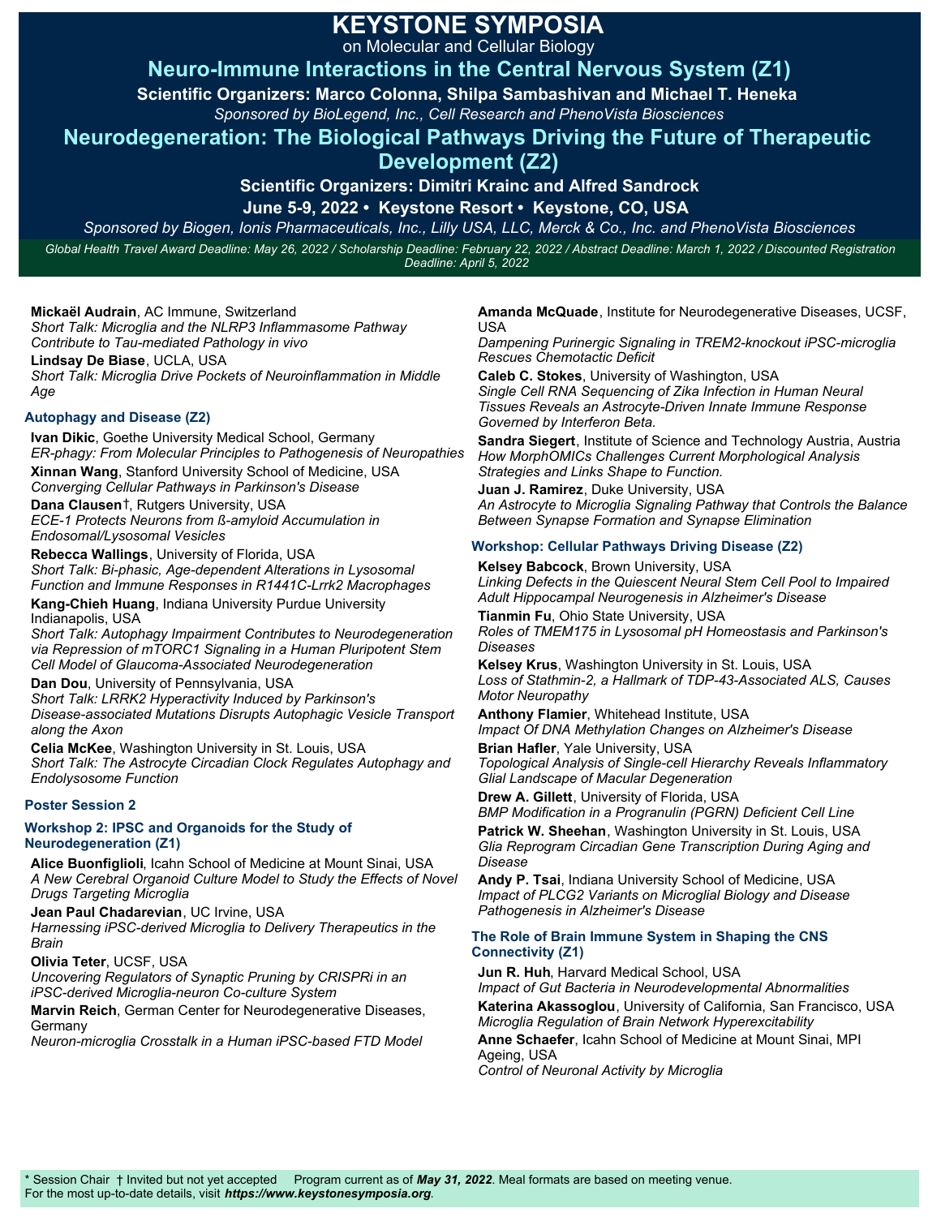# KEYSTONE SYMPOSIA

on Molecular and Cellular Biology

## Neuro-Immune Interactions in the Central Nervous System (Z1)

**Scientific Organizers: Marco Colonna, Shilpa Sambashivan and Michael T. Heneka**

*Sponsored by BioLegend, Inc., Cell Research and PhenoVista Biosciences*

## Neurodegeneration: The Biological Pathways Driving the Future of Therapeutic Development (Z2)

**Scientific Organizers: Dimitri Krainc and Alfred Sandrock**

**June 5-9, 2022 • Keystone Resort • Keystone, CO, USA**

*Sponsored by Biogen, Ionis Pharmaceuticals, Inc., Lilly USA, LLC, Merck & Co., Inc. and PhenoVista Biosciences*

*Global Health Travel Award Deadline: May 26, 2022 / Scholarship Deadline: February 22, 2022 / Abstract Deadline: March 1, 2022 / Discounted Registration Deadline: April 5, 2022*

**Mickaël Audrain**, AC Immune, Switzerland
*Short Talk: Microglia and the NLRP3 Inflammasome Pathway Contribute to Tau-mediated Pathology in vivo*

**Lindsay De Biase**, UCLA, USA
*Short Talk: Microglia Drive Pockets of Neuroinflammation in Middle Age*

### Autophagy and Disease (Z2)

**Ivan Dikic**, Goethe University Medical School, Germany
*ER-phagy: From Molecular Principles to Pathogenesis of Neuropathies*

**Xinnan Wang**, Stanford University School of Medicine, USA
*Converging Cellular Pathways in Parkinson's Disease*

**Dana Clausen**†, Rutgers University, USA
*ECE-1 Protects Neurons from ß-amyloid Accumulation in Endosomal/Lysosomal Vesicles*

**Rebecca Wallings**, University of Florida, USA
*Short Talk: Bi-phasic, Age-dependent Alterations in Lysosomal Function and Immune Responses in R1441C-Lrrk2 Macrophages*

**Kang-Chieh Huang**, Indiana University Purdue University Indianapolis, USA
*Short Talk: Autophagy Impairment Contributes to Neurodegeneration via Repression of mTORC1 Signaling in a Human Pluripotent Stem Cell Model of Glaucoma-Associated Neurodegeneration*

**Dan Dou**, University of Pennsylvania, USA
*Short Talk: LRRK2 Hyperactivity Induced by Parkinson's Disease-associated Mutations Disrupts Autophagic Vesicle Transport along the Axon*

**Celia McKee**, Washington University in St. Louis, USA
*Short Talk: The Astrocyte Circadian Clock Regulates Autophagy and Endolysosome Function*

### Poster Session 2

### Workshop 2: IPSC and Organoids for the Study of Neurodegeneration (Z1)

**Alice Buonfiglioli**, Icahn School of Medicine at Mount Sinai, USA
*A New Cerebral Organoid Culture Model to Study the Effects of Novel Drugs Targeting Microglia*

**Jean Paul Chadarevian**, UC Irvine, USA
*Harnessing iPSC-derived Microglia to Delivery Therapeutics in the Brain*

**Olivia Teter**, UCSF, USA
*Uncovering Regulators of Synaptic Pruning by CRISPRi in an iPSC-derived Microglia-neuron Co-culture System*

**Marvin Reich**, German Center for Neurodegenerative Diseases, Germany
*Neuron-microglia Crosstalk in a Human iPSC-based FTD Model*

**Amanda McQuade**, Institute for Neurodegenerative Diseases, UCSF, USA
*Dampening Purinergic Signaling in TREM2-knockout iPSC-microglia Rescues Chemotactic Deficit*

**Caleb C. Stokes**, University of Washington, USA
*Single Cell RNA Sequencing of Zika Infection in Human Neural Tissues Reveals an Astrocyte-Driven Innate Immune Response Governed by Interferon Beta.*

**Sandra Siegert**, Institute of Science and Technology Austria, Austria
*How MorphOMICs Challenges Current Morphological Analysis Strategies and Links Shape to Function.*

**Juan J. Ramirez**, Duke University, USA
*An Astrocyte to Microglia Signaling Pathway that Controls the Balance Between Synapse Formation and Synapse Elimination*

### Workshop: Cellular Pathways Driving Disease (Z2)

**Kelsey Babcock**, Brown University, USA
*Linking Defects in the Quiescent Neural Stem Cell Pool to Impaired Adult Hippocampal Neurogenesis in Alzheimer's Disease*

**Tianmin Fu**, Ohio State University, USA
*Roles of TMEM175 in Lysosomal pH Homeostasis and Parkinson's Diseases*

**Kelsey Krus**, Washington University in St. Louis, USA
*Loss of Stathmin-2, a Hallmark of TDP-43-Associated ALS, Causes Motor Neuropathy*

**Anthony Flamier**, Whitehead Institute, USA
*Impact Of DNA Methylation Changes on Alzheimer's Disease*

**Brian Hafler**, Yale University, USA
*Topological Analysis of Single-cell Hierarchy Reveals Inflammatory Glial Landscape of Macular Degeneration*

**Drew A. Gillett**, University of Florida, USA
*BMP Modification in a Progranulin (PGRN) Deficient Cell Line*

**Patrick W. Sheehan**, Washington University in St. Louis, USA
*Glia Reprogram Circadian Gene Transcription During Aging and Disease*

**Andy P. Tsai**, Indiana University School of Medicine, USA
*Impact of PLCG2 Variants on Microglial Biology and Disease Pathogenesis in Alzheimer's Disease*

### The Role of Brain Immune System in Shaping the CNS Connectivity (Z1)

**Jun R. Huh**, Harvard Medical School, USA
*Impact of Gut Bacteria in Neurodevelopmental Abnormalities*

**Katerina Akassoglou**, University of California, San Francisco, USA
*Microglia Regulation of Brain Network Hyperexcitability*

**Anne Schaefer**, Icahn School of Medicine at Mount Sinai, MPI Ageing, USA
*Control of Neuronal Activity by Microglia*

\* Session Chair † Invited but not yet accepted Program current as of ***May 31, 2022***. Meal formats are based on meeting venue.
For the most up-to-date details, visit ***https://www.keystonesymposia.org***.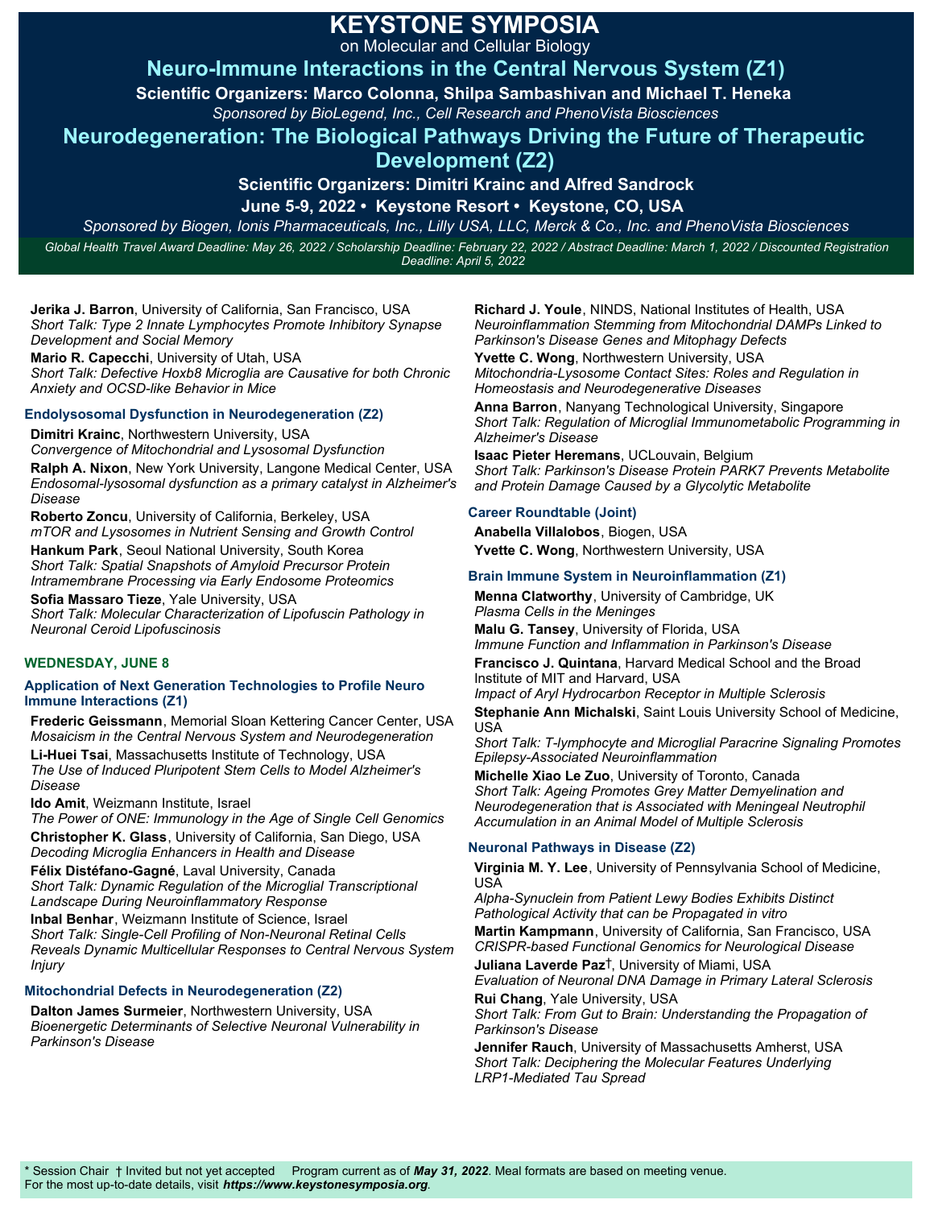# KEYSTONE SYMPOSIA

on Molecular and Cellular Biology

## Neuro-Immune Interactions in the Central Nervous System (Z1)

**Scientific Organizers: Marco Colonna, Shilpa Sambashivan and Michael T. Heneka**

*Sponsored by BioLegend, Inc., Cell Research and PhenoVista Biosciences*

## Neurodegeneration: The Biological Pathways Driving the Future of Therapeutic Development (Z2)

**Scientific Organizers: Dimitri Krainc and Alfred Sandrock**

**June 5-9, 2022 • Keystone Resort • Keystone, CO, USA**

*Sponsored by Biogen, Ionis Pharmaceuticals, Inc., Lilly USA, LLC, Merck & Co., Inc. and PhenoVista Biosciences*

*Global Health Travel Award Deadline: May 26, 2022 / Scholarship Deadline: February 22, 2022 / Abstract Deadline: March 1, 2022 / Discounted Registration Deadline: April 5, 2022*

**Jerika J. Barron**, University of California, San Francisco, USA
*Short Talk: Type 2 Innate Lymphocytes Promote Inhibitory Synapse Development and Social Memory*

**Mario R. Capecchi**, University of Utah, USA
*Short Talk: Defective Hoxb8 Microglia are Causative for both Chronic Anxiety and OCSD-like Behavior in Mice*

### Endolysosomal Dysfunction in Neurodegeneration (Z2)

**Dimitri Krainc**, Northwestern University, USA
*Convergence of Mitochondrial and Lysosomal Dysfunction*

**Ralph A. Nixon**, New York University, Langone Medical Center, USA
*Endosomal-lysosomal dysfunction as a primary catalyst in Alzheimer's Disease*

**Roberto Zoncu**, University of California, Berkeley, USA
*mTOR and Lysosomes in Nutrient Sensing and Growth Control*

**Hankum Park**, Seoul National University, South Korea
*Short Talk: Spatial Snapshots of Amyloid Precursor Protein Intramembrane Processing via Early Endosome Proteomics*

**Sofia Massaro Tieze**, Yale University, USA
*Short Talk: Molecular Characterization of Lipofuscin Pathology in Neuronal Ceroid Lipofuscinosis*

## WEDNESDAY, JUNE 8

### Application of Next Generation Technologies to Profile Neuro Immune Interactions (Z1)

**Frederic Geissmann**, Memorial Sloan Kettering Cancer Center, USA
*Mosaicism in the Central Nervous System and Neurodegeneration*

**Li-Huei Tsai**, Massachusetts Institute of Technology, USA
*The Use of Induced Pluripotent Stem Cells to Model Alzheimer's Disease*

**Ido Amit**, Weizmann Institute, Israel
*The Power of ONE: Immunology in the Age of Single Cell Genomics*

**Christopher K. Glass**, University of California, San Diego, USA
*Decoding Microglia Enhancers in Health and Disease*

**Félix Distéfano-Gagné**, Laval University, Canada
*Short Talk: Dynamic Regulation of the Microglial Transcriptional Landscape During Neuroinflammatory Response*

**Inbal Benhar**, Weizmann Institute of Science, Israel
*Short Talk: Single-Cell Profiling of Non-Neuronal Retinal Cells Reveals Dynamic Multicellular Responses to Central Nervous System Injury*

### Mitochondrial Defects in Neurodegeneration (Z2)

**Dalton James Surmeier**, Northwestern University, USA
*Bioenergetic Determinants of Selective Neuronal Vulnerability in Parkinson's Disease*

**Richard J. Youle**, NINDS, National Institutes of Health, USA
*Neuroinflammation Stemming from Mitochondrial DAMPs Linked to Parkinson's Disease Genes and Mitophagy Defects*

**Yvette C. Wong**, Northwestern University, USA
*Mitochondria-Lysosome Contact Sites: Roles and Regulation in Homeostasis and Neurodegenerative Diseases*

**Anna Barron**, Nanyang Technological University, Singapore
*Short Talk: Regulation of Microglial Immunometabolic Programming in Alzheimer's Disease*

**Isaac Pieter Heremans**, UCLouvain, Belgium
*Short Talk: Parkinson's Disease Protein PARK7 Prevents Metabolite and Protein Damage Caused by a Glycolytic Metabolite*

### Career Roundtable (Joint)

**Anabella Villalobos**, Biogen, USA

**Yvette C. Wong**, Northwestern University, USA

### Brain Immune System in Neuroinflammation (Z1)

**Menna Clatworthy**, University of Cambridge, UK
*Plasma Cells in the Meninges*

**Malu G. Tansey**, University of Florida, USA
*Immune Function and Inflammation in Parkinson's Disease*

**Francisco J. Quintana**, Harvard Medical School and the Broad Institute of MIT and Harvard, USA
*Impact of Aryl Hydrocarbon Receptor in Multiple Sclerosis*

**Stephanie Ann Michalski**, Saint Louis University School of Medicine, USA
*Short Talk: T-lymphocyte and Microglial Paracrine Signaling Promotes Epilepsy-Associated Neuroinflammation*

**Michelle Xiao Le Zuo**, University of Toronto, Canada
*Short Talk: Ageing Promotes Grey Matter Demyelination and Neurodegeneration that is Associated with Meningeal Neutrophil Accumulation in an Animal Model of Multiple Sclerosis*

### Neuronal Pathways in Disease (Z2)

**Virginia M. Y. Lee**, University of Pennsylvania School of Medicine, USA
*Alpha-Synuclein from Patient Lewy Bodies Exhibits Distinct Pathological Activity that can be Propagated in vitro*

**Martin Kampmann**, University of California, San Francisco, USA
*CRISPR-based Functional Genomics for Neurological Disease*

**Juliana Laverde Paz**†, University of Miami, USA
*Evaluation of Neuronal DNA Damage in Primary Lateral Sclerosis*

**Rui Chang**, Yale University, USA
*Short Talk: From Gut to Brain: Understanding the Propagation of Parkinson's Disease*

**Jennifer Rauch**, University of Massachusetts Amherst, USA
*Short Talk: Deciphering the Molecular Features Underlying LRP1-Mediated Tau Spread*

\* Session Chair † Invited but not yet accepted Program current as of ***May 31, 2022***. Meal formats are based on meeting venue.
For the most up-to-date details, visit ***https://www.keystonesymposia.org***.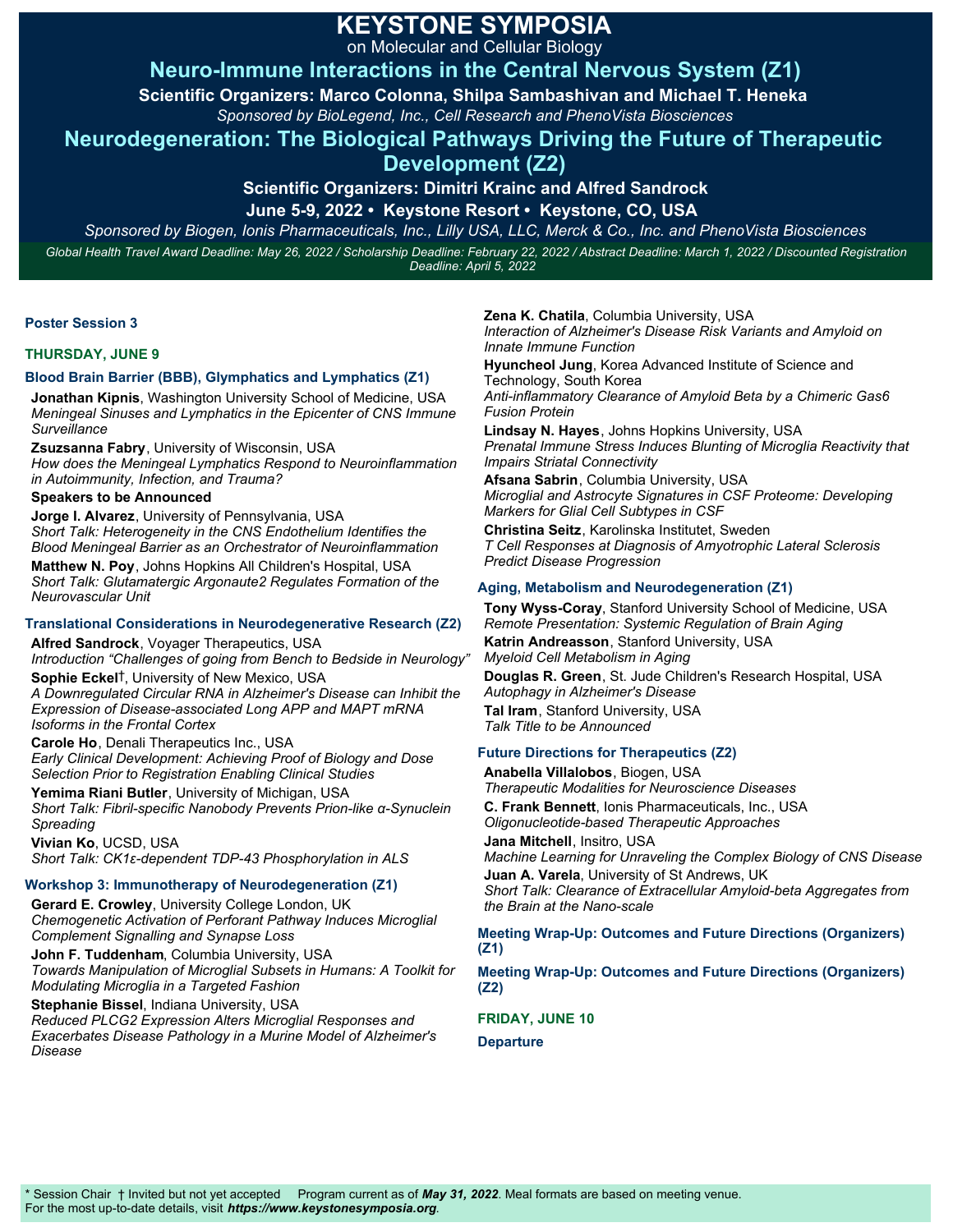# KEYSTONE SYMPOSIA

on Molecular and Cellular Biology

## Neuro-Immune Interactions in the Central Nervous System (Z1)

**Scientific Organizers: Marco Colonna, Shilpa Sambashivan and Michael T. Heneka**

*Sponsored by BioLegend, Inc., Cell Research and PhenoVista Biosciences*

## Neurodegeneration: The Biological Pathways Driving the Future of Therapeutic Development (Z2)

**Scientific Organizers: Dimitri Krainc and Alfred Sandrock**

**June 5-9, 2022 • Keystone Resort • Keystone, CO, USA**

*Sponsored by Biogen, Ionis Pharmaceuticals, Inc., Lilly USA, LLC, Merck & Co., Inc. and PhenoVista Biosciences*

*Global Health Travel Award Deadline: May 26, 2022 / Scholarship Deadline: February 22, 2022 / Abstract Deadline: March 1, 2022 / Discounted Registration Deadline: April 5, 2022*

### Poster Session 3

### THURSDAY, JUNE 9

#### Blood Brain Barrier (BBB), Glymphatics and Lymphatics (Z1)

**Jonathan Kipnis**, Washington University School of Medicine, USA
*Meningeal Sinuses and Lymphatics in the Epicenter of CNS Immune Surveillance*

**Zsuzsanna Fabry**, University of Wisconsin, USA
*How does the Meningeal Lymphatics Respond to Neuroinflammation in Autoimmunity, Infection, and Trauma?*

**Speakers to be Announced**

**Jorge I. Alvarez**, University of Pennsylvania, USA
*Short Talk: Heterogeneity in the CNS Endothelium Identifies the Blood Meningeal Barrier as an Orchestrator of Neuroinflammation*

**Matthew N. Poy**, Johns Hopkins All Children's Hospital, USA
*Short Talk: Glutamatergic Argonaute2 Regulates Formation of the Neurovascular Unit*

#### Translational Considerations in Neurodegenerative Research (Z2)

**Alfred Sandrock**, Voyager Therapeutics, USA
*Introduction "Challenges of going from Bench to Bedside in Neurology"*

**Sophie Eckel**†, University of New Mexico, USA
*A Downregulated Circular RNA in Alzheimer's Disease can Inhibit the Expression of Disease-associated Long APP and MAPT mRNA Isoforms in the Frontal Cortex*

**Carole Ho**, Denali Therapeutics Inc., USA
*Early Clinical Development: Achieving Proof of Biology and Dose Selection Prior to Registration Enabling Clinical Studies*

**Yemima Riani Butler**, University of Michigan, USA
*Short Talk: Fibril-specific Nanobody Prevents Prion-like α-Synuclein Spreading*

**Vivian Ko**, UCSD, USA
*Short Talk: CK1ε-dependent TDP-43 Phosphorylation in ALS*

#### Workshop 3: Immunotherapy of Neurodegeneration (Z1)

**Gerard E. Crowley**, University College London, UK
*Chemogenetic Activation of Perforant Pathway Induces Microglial Complement Signalling and Synapse Loss*

**John F. Tuddenham**, Columbia University, USA
*Towards Manipulation of Microglial Subsets in Humans: A Toolkit for Modulating Microglia in a Targeted Fashion*

**Stephanie Bissel**, Indiana University, USA
*Reduced PLCG2 Expression Alters Microglial Responses and Exacerbates Disease Pathology in a Murine Model of Alzheimer's Disease*

**Zena K. Chatila**, Columbia University, USA
*Interaction of Alzheimer's Disease Risk Variants and Amyloid on Innate Immune Function*

**Hyuncheol Jung**, Korea Advanced Institute of Science and Technology, South Korea
*Anti-inflammatory Clearance of Amyloid Beta by a Chimeric Gas6 Fusion Protein*

**Lindsay N. Hayes**, Johns Hopkins University, USA
*Prenatal Immune Stress Induces Blunting of Microglia Reactivity that Impairs Striatal Connectivity*

**Afsana Sabrin**, Columbia University, USA
*Microglial and Astrocyte Signatures in CSF Proteome: Developing Markers for Glial Cell Subtypes in CSF*

**Christina Seitz**, Karolinska Institutet, Sweden
*T Cell Responses at Diagnosis of Amyotrophic Lateral Sclerosis Predict Disease Progression*

#### Aging, Metabolism and Neurodegeneration (Z1)

**Tony Wyss-Coray**, Stanford University School of Medicine, USA
*Remote Presentation: Systemic Regulation of Brain Aging*

**Katrin Andreasson**, Stanford University, USA
*Myeloid Cell Metabolism in Aging*

**Douglas R. Green**, St. Jude Children's Research Hospital, USA
*Autophagy in Alzheimer's Disease*

**Tal Iram**, Stanford University, USA
*Talk Title to be Announced*

#### Future Directions for Therapeutics (Z2)

**Anabella Villalobos**, Biogen, USA
*Therapeutic Modalities for Neuroscience Diseases*

**C. Frank Bennett**, Ionis Pharmaceuticals, Inc., USA
*Oligonucleotide-based Therapeutic Approaches*

**Jana Mitchell**, Insitro, USA
*Machine Learning for Unraveling the Complex Biology of CNS Disease*

**Juan A. Varela**, University of St Andrews, UK
*Short Talk: Clearance of Extracellular Amyloid-beta Aggregates from the Brain at the Nano-scale*

#### Meeting Wrap-Up: Outcomes and Future Directions (Organizers) (Z1)

#### Meeting Wrap-Up: Outcomes and Future Directions (Organizers) (Z2)

### FRIDAY, JUNE 10

#### Departure

\* Session Chair † Invited but not yet accepted Program current as of ***May 31, 2022***. Meal formats are based on meeting venue.
For the most up-to-date details, visit ***https://www.keystonesymposia.org***.